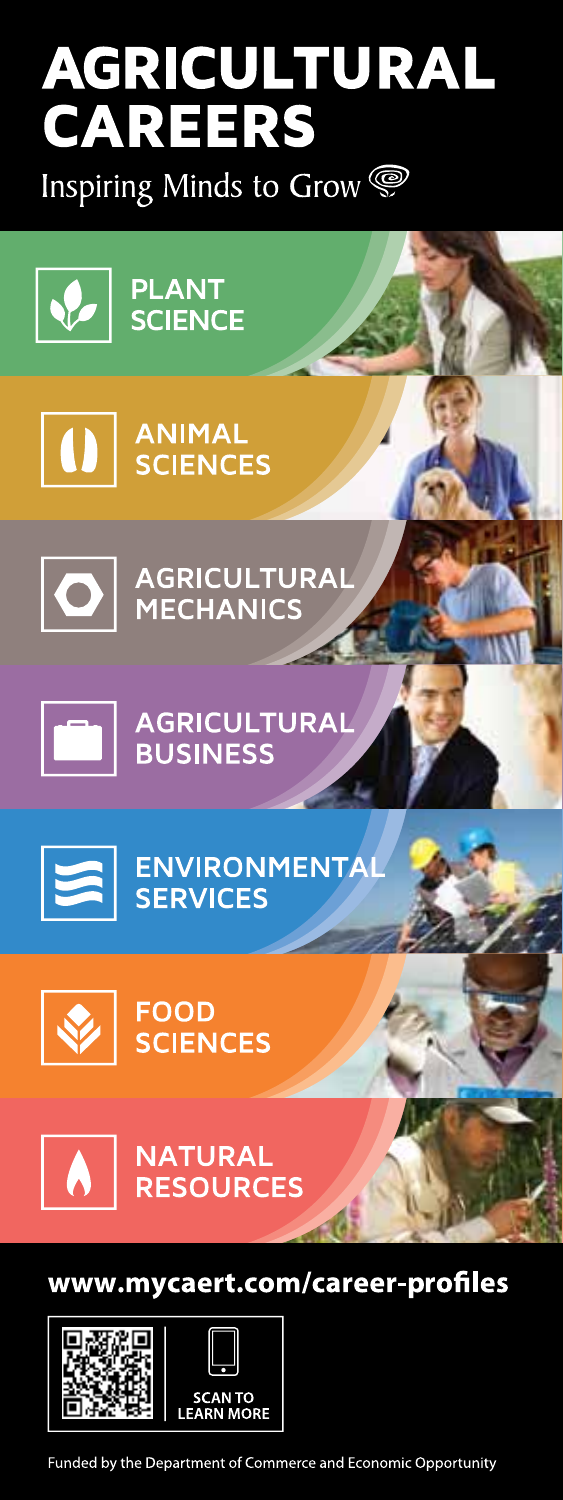# AGRICULTURAL CAREERS

Inspiring Minds to Grow

## PLANT SCIENCE

## ANIMAL SCIENCES

## AGRICULTURAL MECHANICS

## AGRICULTURAL BUSINESS

## ENVIRONMENTAL SERVICES

## FOOD SCIENCES

## NATURAL RESOURCES

**www.mycaert.com/career-profiles**

SCAN TO LEARN MORE

Funded by the Department of Commerce and Economic Opportunity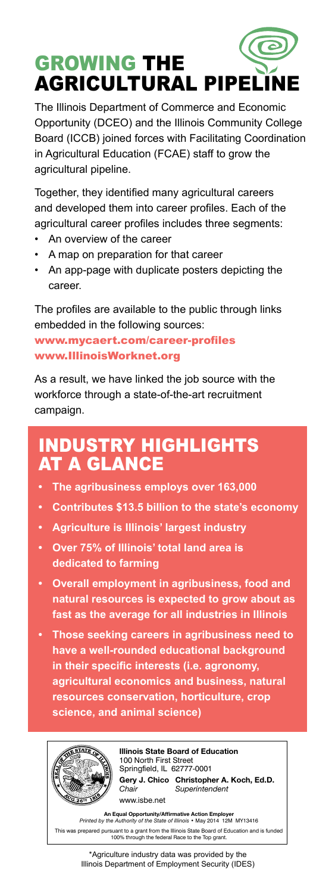# GROWING THE AGRICULTURAL PIPELINE

The Illinois Department of Commerce and Economic Opportunity (DCEO) and the Illinois Community College Board (ICCB) joined forces with Facilitating Coordination in Agricultural Education (FCAE) staff to grow the agricultural pipeline.

Together, they identified many agricultural careers and developed them into career profiles. Each of the agricultural career profiles includes three segments:

- An overview of the career
- A map on preparation for that career
- An app-page with duplicate posters depicting the career.

The profiles are available to the public through links embedded in the following sources:

**www.mycaert.com/career-profiles**
**www.IllinoisWorknet.org**

As a result, we have linked the job source with the workforce through a state-of-the-art recruitment campaign.

## INDUSTRY HIGHLIGHTS AT A GLANCE

- **The agribusiness employs over 163,000**
- **Contributes $13.5 billion to the state's economy**
- **Agriculture is Illinois' largest industry**
- **Over 75% of Illinois' total land area is dedicated to farming**
- **Overall employment in agribusiness, food and natural resources is expected to grow about as fast as the average for all industries in Illinois**
- **Those seeking careers in agribusiness need to have a well-rounded educational background in their specific interests (i.e. agronomy, agricultural economics and business, natural resources conservation, horticulture, crop science, and animal science)**

**Illinois State Board of Education**
100 North First Street
Springfield, IL 62777-0001

**Gery J. Chico** *Chair*
**Christopher A. Koch, Ed.D.** *Superintendent*

www.isbe.net

**An Equal Opportunity/Affirmative Action Employer**
*Printed by the Authority of the State of Illinois* • May 2014 12M MY13416

This was prepared pursuant to a grant from the Illinois State Board of Education and is funded 100% through the federal Race to the Top grant.

*Agriculture industry data was provided by the Illinois Department of Employment Security (IDES)